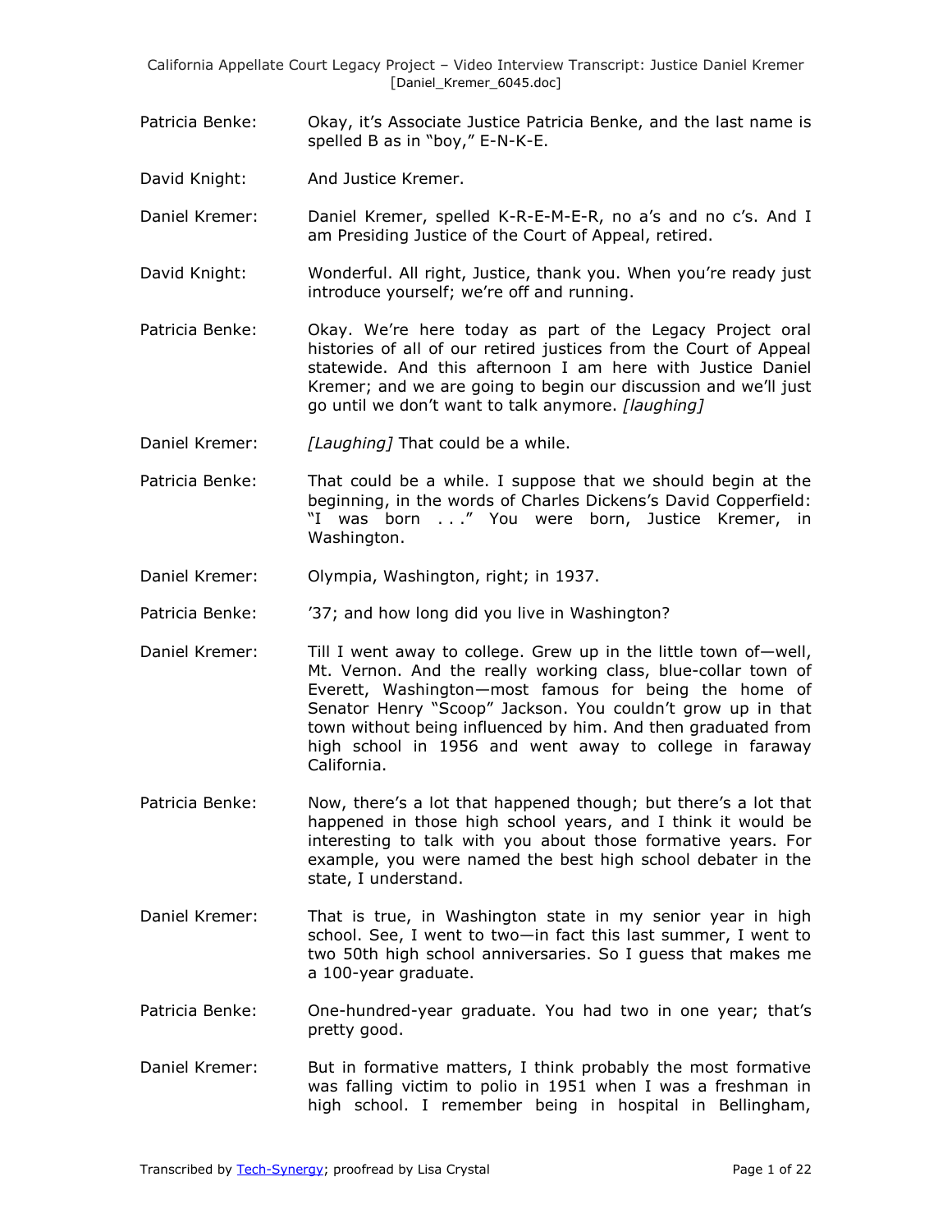Patricia Benke: Okay, it's Associate Justice Patricia Benke, and the last name is spelled B as in "boy," E-N-K-E.

David Knight: And Justice Kremer.

Daniel Kremer: Daniel Kremer, spelled K-R-E-M-E-R, no a's and no c's. And I am Presiding Justice of the Court of Appeal, retired.

David Knight: Wonderful. All right, Justice, thank you. When you're ready just introduce yourself; we're off and running.

Patricia Benke: Okay. We're here today as part of the Legacy Project oral histories of all of our retired justices from the Court of Appeal statewide. And this afternoon I am here with Justice Daniel Kremer; and we are going to begin our discussion and we'll just go until we don't want to talk anymore. *[laughing]*

Daniel Kremer: *[Laughing]* That could be a while.

Patricia Benke: That could be a while. I suppose that we should begin at the beginning, in the words of Charles Dickens's David Copperfield: "I was born . . ." You were born, Justice Kremer, in Washington.

Daniel Kremer: Olympia, Washington, right; in 1937.

Patricia Benke: '37; and how long did you live in Washington?

Daniel Kremer: Till I went away to college. Grew up in the little town of—well, Mt. Vernon. And the really working class, blue-collar town of Everett, Washington—most famous for being the home of Senator Henry "Scoop" Jackson. You couldn't grow up in that town without being influenced by him. And then graduated from high school in 1956 and went away to college in faraway California.

Patricia Benke: Now, there's a lot that happened though; but there's a lot that happened in those high school years, and I think it would be interesting to talk with you about those formative years. For example, you were named the best high school debater in the state, I understand.

Daniel Kremer: That is true, in Washington state in my senior year in high school. See, I went to two—in fact this last summer, I went to two 50th high school anniversaries. So I guess that makes me a 100-year graduate.

Patricia Benke: One-hundred-year graduate. You had two in one year; that's pretty good.

Daniel Kremer: But in formative matters, I think probably the most formative was falling victim to polio in 1951 when I was a freshman in high school. I remember being in hospital in Bellingham,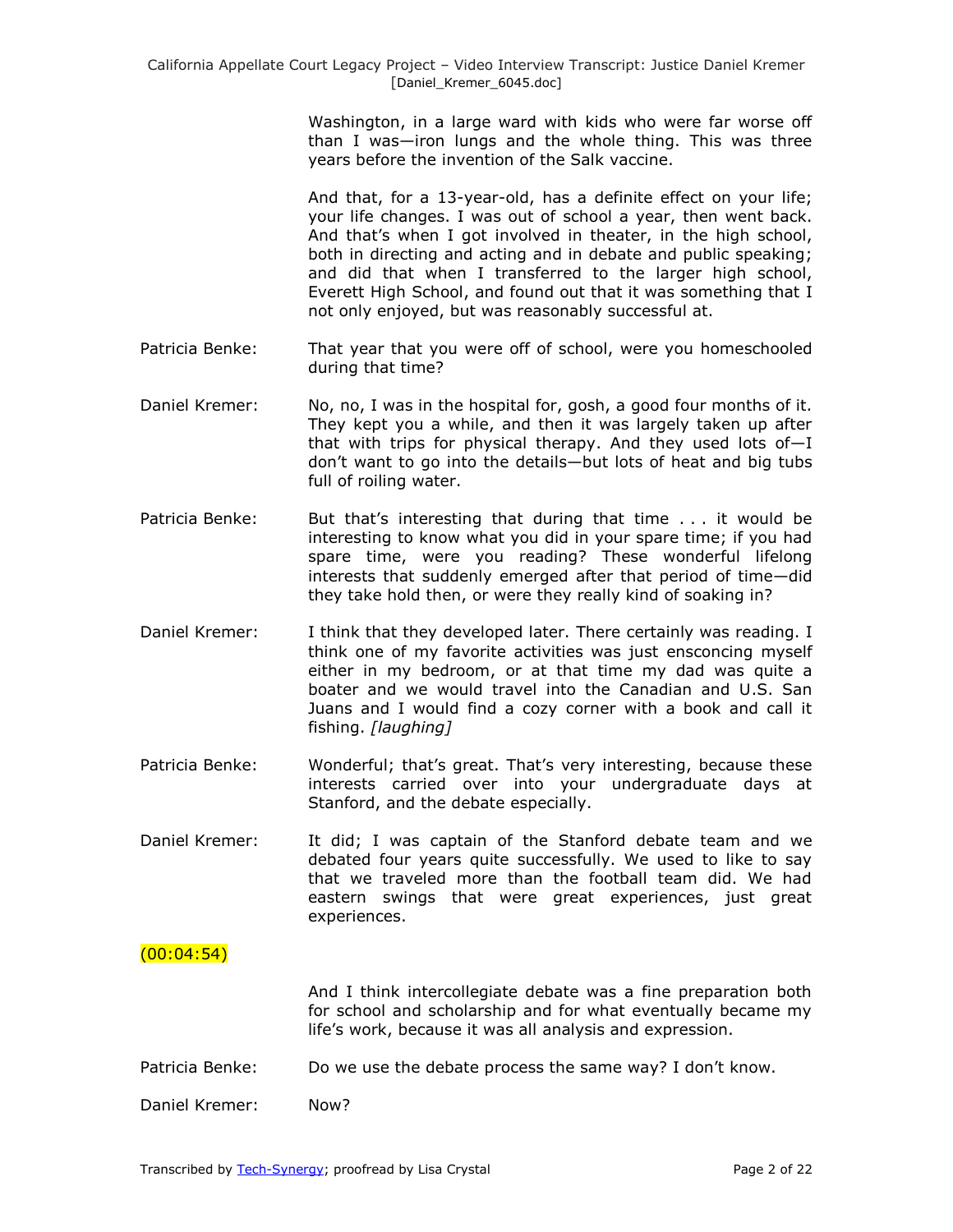Washington, in a large ward with kids who were far worse off than I was—iron lungs and the whole thing. This was three years before the invention of the Salk vaccine.

And that, for a 13-year-old, has a definite effect on your life; your life changes. I was out of school a year, then went back. And that's when I got involved in theater, in the high school, both in directing and acting and in debate and public speaking; and did that when I transferred to the larger high school, Everett High School, and found out that it was something that I not only enjoyed, but was reasonably successful at.

**Patricia Benke:** That year that you were off of school, were you homeschooled during that time?

**Daniel Kremer:** No, no, I was in the hospital for, gosh, a good four months of it. They kept you a while, and then it was largely taken up after that with trips for physical therapy. And they used lots of—I don't want to go into the details—but lots of heat and big tubs full of roiling water.

**Patricia Benke:** But that's interesting that during that time . . . it would be interesting to know what you did in your spare time; if you had spare time, were you reading? These wonderful lifelong interests that suddenly emerged after that period of time—did they take hold then, or were they really kind of soaking in?

**Daniel Kremer:** I think that they developed later. There certainly was reading. I think one of my favorite activities was just ensconcing myself either in my bedroom, or at that time my dad was quite a boater and we would travel into the Canadian and U.S. San Juans and I would find a cozy corner with a book and call it fishing. *[laughing]*

**Patricia Benke:** Wonderful; that's great. That's very interesting, because these interests carried over into your undergraduate days at Stanford, and the debate especially.

**Daniel Kremer:** It did; I was captain of the Stanford debate team and we debated four years quite successfully. We used to like to say that we traveled more than the football team did. We had eastern swings that were great experiences, just great experiences.

(00:04:54)

And I think intercollegiate debate was a fine preparation both for school and scholarship and for what eventually became my life's work, because it was all analysis and expression.

**Patricia Benke:** Do we use the debate process the same way? I don't know.

**Daniel Kremer:** Now?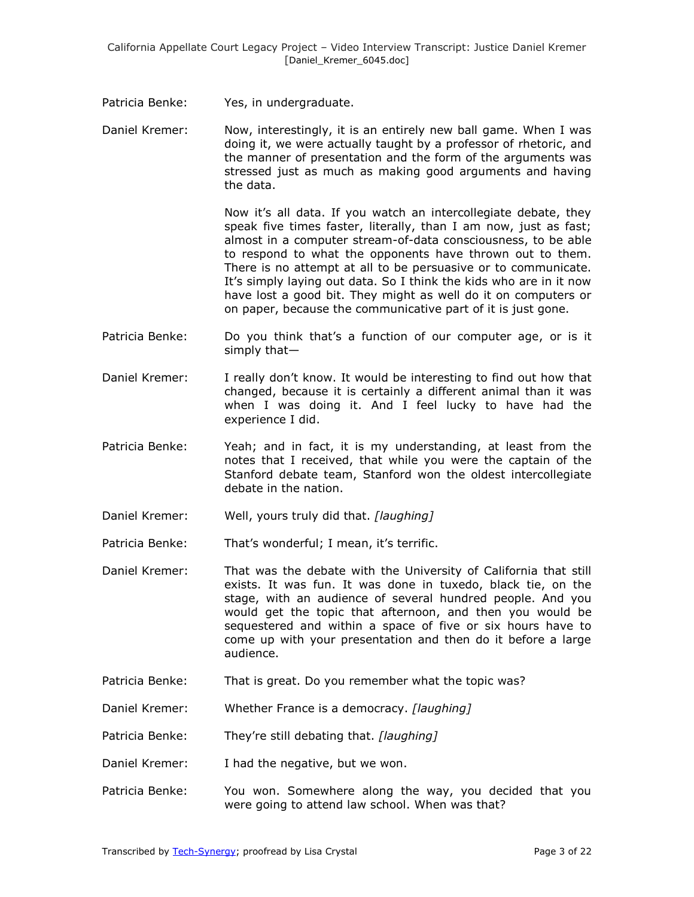Patricia Benke: Yes, in undergraduate.

Daniel Kremer: Now, interestingly, it is an entirely new ball game. When I was doing it, we were actually taught by a professor of rhetoric, and the manner of presentation and the form of the arguments was stressed just as much as making good arguments and having the data.

Now it's all data. If you watch an intercollegiate debate, they speak five times faster, literally, than I am now, just as fast; almost in a computer stream-of-data consciousness, to be able to respond to what the opponents have thrown out to them. There is no attempt at all to be persuasive or to communicate. It's simply laying out data. So I think the kids who are in it now have lost a good bit. They might as well do it on computers or on paper, because the communicative part of it is just gone.

Patricia Benke: Do you think that's a function of our computer age, or is it simply that—

Daniel Kremer: I really don't know. It would be interesting to find out how that changed, because it is certainly a different animal than it was when I was doing it. And I feel lucky to have had the experience I did.

Patricia Benke: Yeah; and in fact, it is my understanding, at least from the notes that I received, that while you were the captain of the Stanford debate team, Stanford won the oldest intercollegiate debate in the nation.

Daniel Kremer: Well, yours truly did that. *[laughing]*

Patricia Benke: That's wonderful; I mean, it's terrific.

Daniel Kremer: That was the debate with the University of California that still exists. It was fun. It was done in tuxedo, black tie, on the stage, with an audience of several hundred people. And you would get the topic that afternoon, and then you would be sequestered and within a space of five or six hours have to come up with your presentation and then do it before a large audience.

Patricia Benke: That is great. Do you remember what the topic was?

Daniel Kremer: Whether France is a democracy. *[laughing]*

Patricia Benke: They're still debating that. *[laughing]*

Daniel Kremer: I had the negative, but we won.

Patricia Benke: You won. Somewhere along the way, you decided that you were going to attend law school. When was that?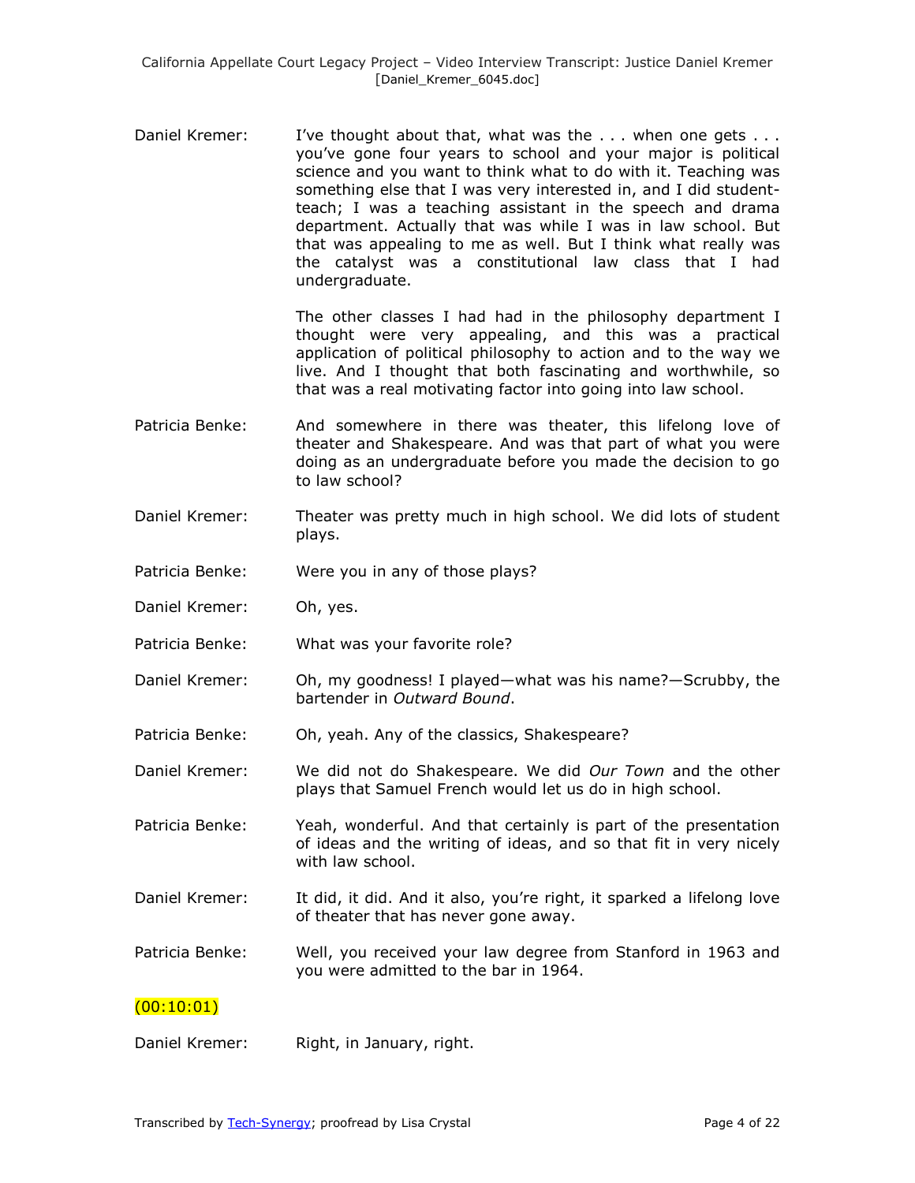Daniel Kremer: I've thought about that, what was the . . . when one gets . . . you've gone four years to school and your major is political science and you want to think what to do with it. Teaching was something else that I was very interested in, and I did student-teach; I was a teaching assistant in the speech and drama department. Actually that was while I was in law school. But that was appealing to me as well. But I think what really was the catalyst was a constitutional law class that I had undergraduate.

The other classes I had had in the philosophy department I thought were very appealing, and this was a practical application of political philosophy to action and to the way we live. And I thought that both fascinating and worthwhile, so that was a real motivating factor into going into law school.

Patricia Benke: And somewhere in there was theater, this lifelong love of theater and Shakespeare. And was that part of what you were doing as an undergraduate before you made the decision to go to law school?

Daniel Kremer: Theater was pretty much in high school. We did lots of student plays.

Patricia Benke: Were you in any of those plays?

Daniel Kremer: Oh, yes.

Patricia Benke: What was your favorite role?

Daniel Kremer: Oh, my goodness! I played—what was his name?—Scrubby, the bartender in *Outward Bound*.

Patricia Benke: Oh, yeah. Any of the classics, Shakespeare?

Daniel Kremer: We did not do Shakespeare. We did *Our Town* and the other plays that Samuel French would let us do in high school.

Patricia Benke: Yeah, wonderful. And that certainly is part of the presentation of ideas and the writing of ideas, and so that fit in very nicely with law school.

Daniel Kremer: It did, it did. And it also, you're right, it sparked a lifelong love of theater that has never gone away.

Patricia Benke: Well, you received your law degree from Stanford in 1963 and you were admitted to the bar in 1964.

(00:10:01)

Daniel Kremer: Right, in January, right.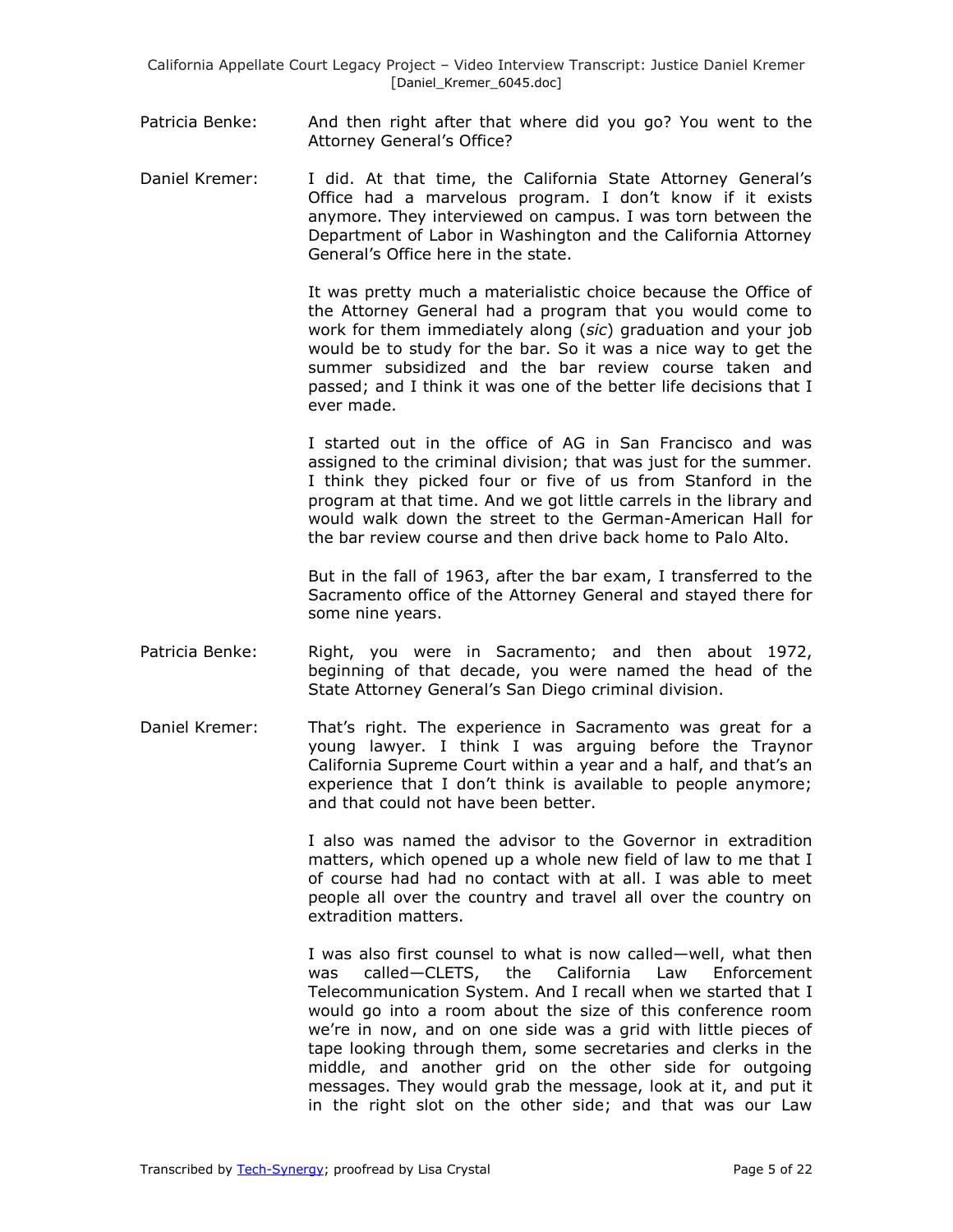Patricia Benke: And then right after that where did you go? You went to the Attorney General's Office?

Daniel Kremer: I did. At that time, the California State Attorney General's Office had a marvelous program. I don't know if it exists anymore. They interviewed on campus. I was torn between the Department of Labor in Washington and the California Attorney General's Office here in the state.

It was pretty much a materialistic choice because the Office of the Attorney General had a program that you would come to work for them immediately along (*sic*) graduation and your job would be to study for the bar. So it was a nice way to get the summer subsidized and the bar review course taken and passed; and I think it was one of the better life decisions that I ever made.

I started out in the office of AG in San Francisco and was assigned to the criminal division; that was just for the summer. I think they picked four or five of us from Stanford in the program at that time. And we got little carrels in the library and would walk down the street to the German-American Hall for the bar review course and then drive back home to Palo Alto.

But in the fall of 1963, after the bar exam, I transferred to the Sacramento office of the Attorney General and stayed there for some nine years.

Patricia Benke: Right, you were in Sacramento; and then about 1972, beginning of that decade, you were named the head of the State Attorney General's San Diego criminal division.

Daniel Kremer: That's right. The experience in Sacramento was great for a young lawyer. I think I was arguing before the Traynor California Supreme Court within a year and a half, and that's an experience that I don't think is available to people anymore; and that could not have been better.

I also was named the advisor to the Governor in extradition matters, which opened up a whole new field of law to me that I of course had had no contact with at all. I was able to meet people all over the country and travel all over the country on extradition matters.

I was also first counsel to what is now called—well, what then was called—CLETS, the California Law Enforcement Telecommunication System. And I recall when we started that I would go into a room about the size of this conference room we're in now, and on one side was a grid with little pieces of tape looking through them, some secretaries and clerks in the middle, and another grid on the other side for outgoing messages. They would grab the message, look at it, and put it in the right slot on the other side; and that was our Law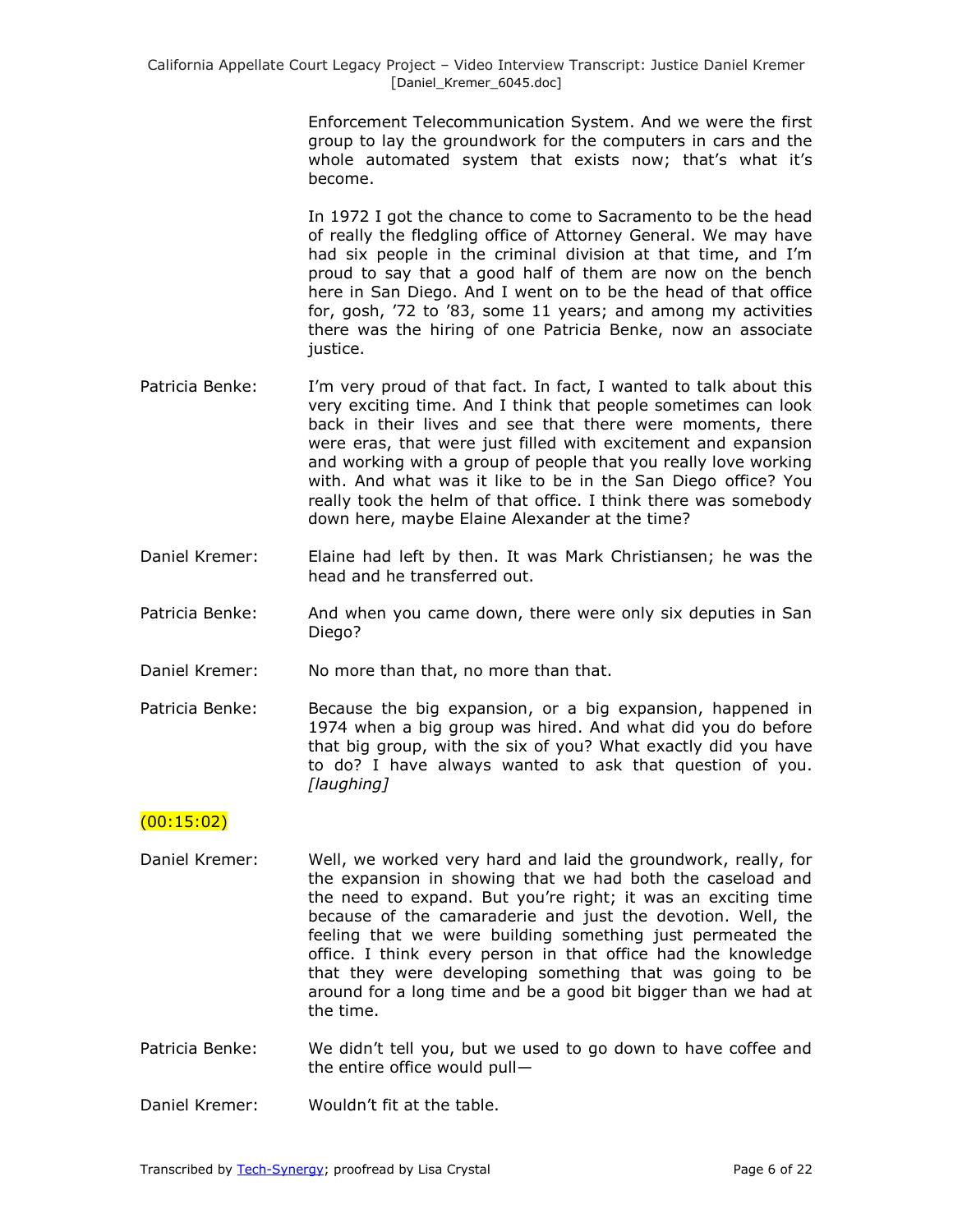Enforcement Telecommunication System. And we were the first group to lay the groundwork for the computers in cars and the whole automated system that exists now; that's what it's become.

In 1972 I got the chance to come to Sacramento to be the head of really the fledgling office of Attorney General. We may have had six people in the criminal division at that time, and I'm proud to say that a good half of them are now on the bench here in San Diego. And I went on to be the head of that office for, gosh, '72 to '83, some 11 years; and among my activities there was the hiring of one Patricia Benke, now an associate justice.

Patricia Benke: I'm very proud of that fact. In fact, I wanted to talk about this very exciting time. And I think that people sometimes can look back in their lives and see that there were moments, there were eras, that were just filled with excitement and expansion and working with a group of people that you really love working with. And what was it like to be in the San Diego office? You really took the helm of that office. I think there was somebody down here, maybe Elaine Alexander at the time?

Daniel Kremer: Elaine had left by then. It was Mark Christiansen; he was the head and he transferred out.

Patricia Benke: And when you came down, there were only six deputies in San Diego?

Daniel Kremer: No more than that, no more than that.

Patricia Benke: Because the big expansion, or a big expansion, happened in 1974 when a big group was hired. And what did you do before that big group, with the six of you? What exactly did you have to do? I have always wanted to ask that question of you. *[laughing]*

(00:15:02)

Daniel Kremer: Well, we worked very hard and laid the groundwork, really, for the expansion in showing that we had both the caseload and the need to expand. But you're right; it was an exciting time because of the camaraderie and just the devotion. Well, the feeling that we were building something just permeated the office. I think every person in that office had the knowledge that they were developing something that was going to be around for a long time and be a good bit bigger than we had at the time.

Patricia Benke: We didn't tell you, but we used to go down to have coffee and the entire office would pull—

Daniel Kremer: Wouldn't fit at the table.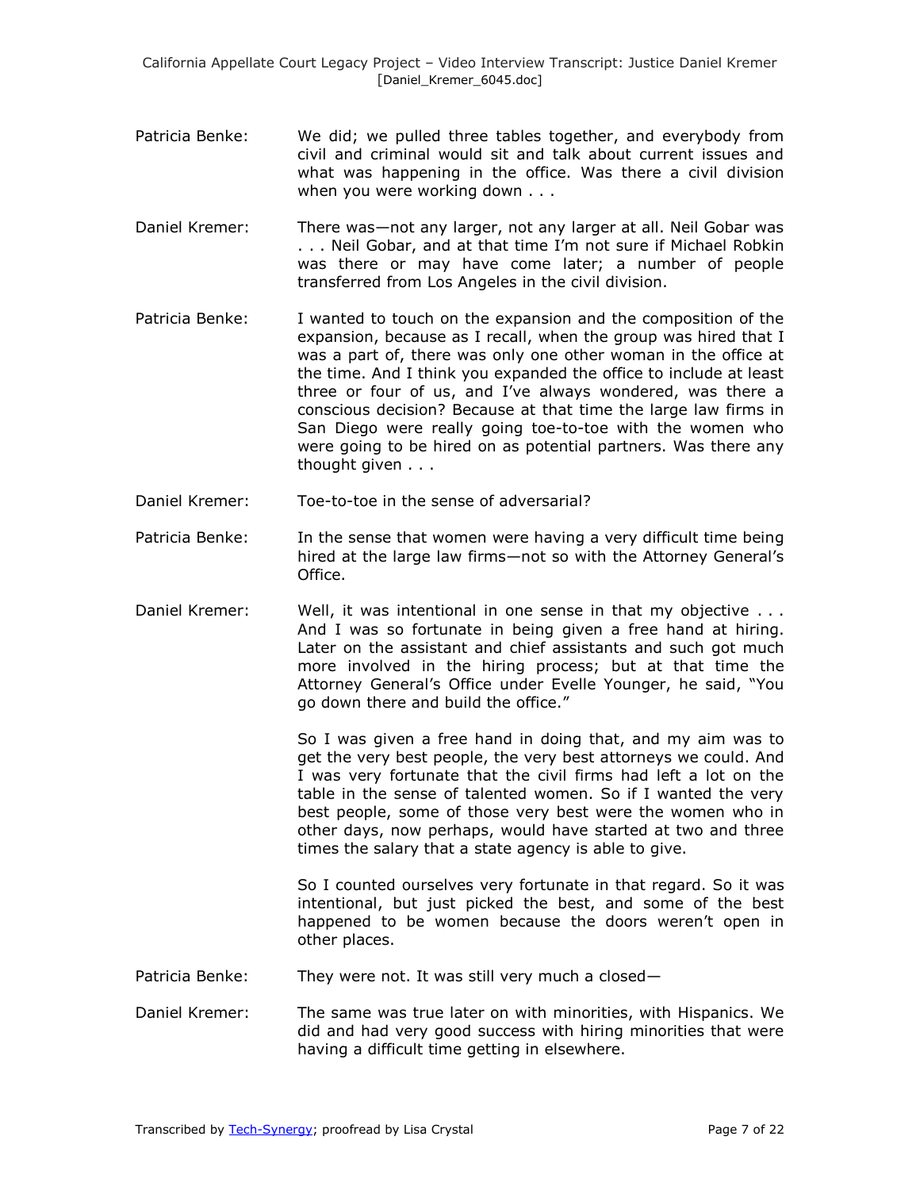Patricia Benke: We did; we pulled three tables together, and everybody from civil and criminal would sit and talk about current issues and what was happening in the office. Was there a civil division when you were working down . . .

Daniel Kremer: There was—not any larger, not any larger at all. Neil Gobar was . . . Neil Gobar, and at that time I'm not sure if Michael Robkin was there or may have come later; a number of people transferred from Los Angeles in the civil division.

Patricia Benke: I wanted to touch on the expansion and the composition of the expansion, because as I recall, when the group was hired that I was a part of, there was only one other woman in the office at the time. And I think you expanded the office to include at least three or four of us, and I've always wondered, was there a conscious decision? Because at that time the large law firms in San Diego were really going toe-to-toe with the women who were going to be hired on as potential partners. Was there any thought given . . .

Daniel Kremer: Toe-to-toe in the sense of adversarial?

Patricia Benke: In the sense that women were having a very difficult time being hired at the large law firms—not so with the Attorney General's Office.

Daniel Kremer: Well, it was intentional in one sense in that my objective . . . And I was so fortunate in being given a free hand at hiring. Later on the assistant and chief assistants and such got much more involved in the hiring process; but at that time the Attorney General's Office under Evelle Younger, he said, "You go down there and build the office."

So I was given a free hand in doing that, and my aim was to get the very best people, the very best attorneys we could. And I was very fortunate that the civil firms had left a lot on the table in the sense of talented women. So if I wanted the very best people, some of those very best were the women who in other days, now perhaps, would have started at two and three times the salary that a state agency is able to give.

So I counted ourselves very fortunate in that regard. So it was intentional, but just picked the best, and some of the best happened to be women because the doors weren't open in other places.

Patricia Benke: They were not. It was still very much a closed—

Daniel Kremer: The same was true later on with minorities, with Hispanics. We did and had very good success with hiring minorities that were having a difficult time getting in elsewhere.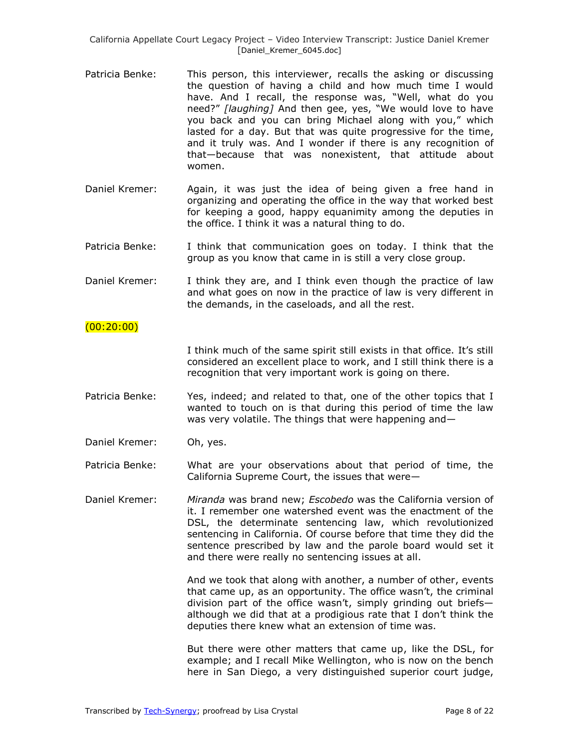Patricia Benke: This person, this interviewer, recalls the asking or discussing the question of having a child and how much time I would have. And I recall, the response was, "Well, what do you need?" *[laughing]* And then gee, yes, "We would love to have you back and you can bring Michael along with you," which lasted for a day. But that was quite progressive for the time, and it truly was. And I wonder if there is any recognition of that—because that was nonexistent, that attitude about women.

Daniel Kremer: Again, it was just the idea of being given a free hand in organizing and operating the office in the way that worked best for keeping a good, happy equanimity among the deputies in the office. I think it was a natural thing to do.

Patricia Benke: I think that communication goes on today. I think that the group as you know that came in is still a very close group.

Daniel Kremer: I think they are, and I think even though the practice of law and what goes on now in the practice of law is very different in the demands, in the caseloads, and all the rest.

(00:20:00)

I think much of the same spirit still exists in that office. It's still considered an excellent place to work, and I still think there is a recognition that very important work is going on there.

Patricia Benke: Yes, indeed; and related to that, one of the other topics that I wanted to touch on is that during this period of time the law was very volatile. The things that were happening and—

Daniel Kremer: Oh, yes.

Patricia Benke: What are your observations about that period of time, the California Supreme Court, the issues that were—

Daniel Kremer: *Miranda* was brand new; *Escobedo* was the California version of it. I remember one watershed event was the enactment of the DSL, the determinate sentencing law, which revolutionized sentencing in California. Of course before that time they did the sentence prescribed by law and the parole board would set it and there were really no sentencing issues at all.

And we took that along with another, a number of other, events that came up, as an opportunity. The office wasn't, the criminal division part of the office wasn't, simply grinding out briefs—although we did that at a prodigious rate that I don't think the deputies there knew what an extension of time was.

But there were other matters that came up, like the DSL, for example; and I recall Mike Wellington, who is now on the bench here in San Diego, a very distinguished superior court judge,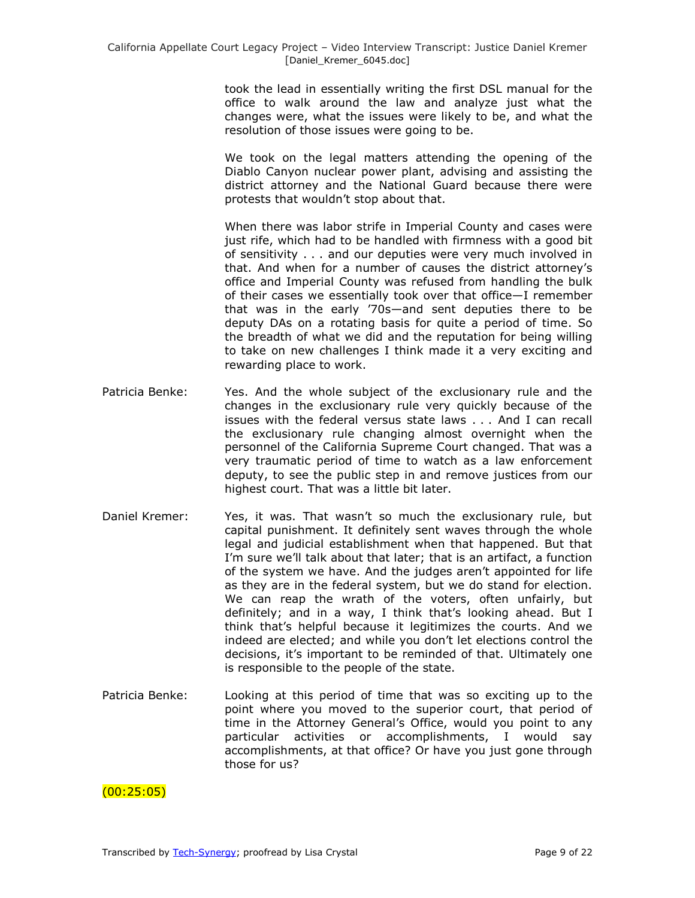took the lead in essentially writing the first DSL manual for the office to walk around the law and analyze just what the changes were, what the issues were likely to be, and what the resolution of those issues were going to be.

We took on the legal matters attending the opening of the Diablo Canyon nuclear power plant, advising and assisting the district attorney and the National Guard because there were protests that wouldn't stop about that.

When there was labor strife in Imperial County and cases were just rife, which had to be handled with firmness with a good bit of sensitivity . . . and our deputies were very much involved in that. And when for a number of causes the district attorney's office and Imperial County was refused from handling the bulk of their cases we essentially took over that office—I remember that was in the early '70s—and sent deputies there to be deputy DAs on a rotating basis for quite a period of time. So the breadth of what we did and the reputation for being willing to take on new challenges I think made it a very exciting and rewarding place to work.

Patricia Benke: Yes. And the whole subject of the exclusionary rule and the changes in the exclusionary rule very quickly because of the issues with the federal versus state laws . . . And I can recall the exclusionary rule changing almost overnight when the personnel of the California Supreme Court changed. That was a very traumatic period of time to watch as a law enforcement deputy, to see the public step in and remove justices from our highest court. That was a little bit later.

Daniel Kremer: Yes, it was. That wasn't so much the exclusionary rule, but capital punishment. It definitely sent waves through the whole legal and judicial establishment when that happened. But that I'm sure we'll talk about that later; that is an artifact, a function of the system we have. And the judges aren't appointed for life as they are in the federal system, but we do stand for election. We can reap the wrath of the voters, often unfairly, but definitely; and in a way, I think that's looking ahead. But I think that's helpful because it legitimizes the courts. And we indeed are elected; and while you don't let elections control the decisions, it's important to be reminded of that. Ultimately one is responsible to the people of the state.

Patricia Benke: Looking at this period of time that was so exciting up to the point where you moved to the superior court, that period of time in the Attorney General's Office, would you point to any particular activities or accomplishments, I would say accomplishments, at that office? Or have you just gone through those for us?

(00:25:05)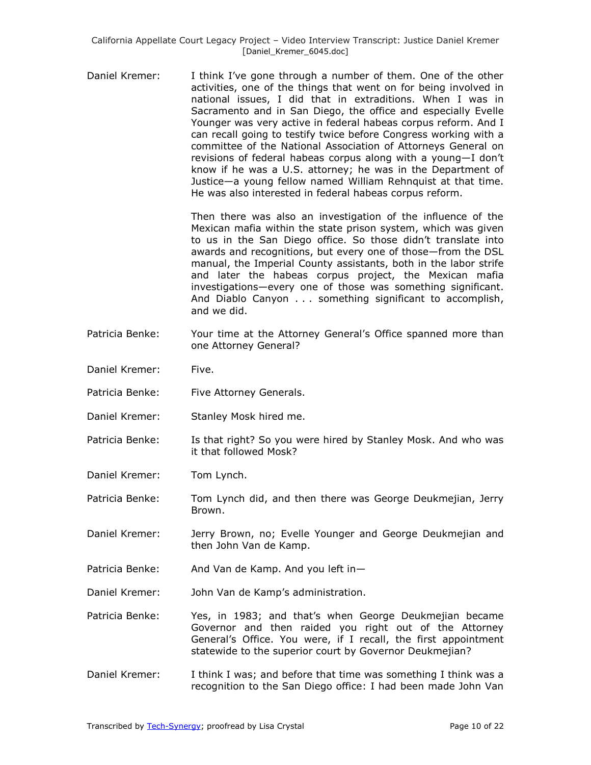Daniel Kremer: I think I've gone through a number of them. One of the other activities, one of the things that went on for being involved in national issues, I did that in extraditions. When I was in Sacramento and in San Diego, the office and especially Evelle Younger was very active in federal habeas corpus reform. And I can recall going to testify twice before Congress working with a committee of the National Association of Attorneys General on revisions of federal habeas corpus along with a young—I don't know if he was a U.S. attorney; he was in the Department of Justice—a young fellow named William Rehnquist at that time. He was also interested in federal habeas corpus reform.

Then there was also an investigation of the influence of the Mexican mafia within the state prison system, which was given to us in the San Diego office. So those didn't translate into awards and recognitions, but every one of those—from the DSL manual, the Imperial County assistants, both in the labor strife and later the habeas corpus project, the Mexican mafia investigations—every one of those was something significant. And Diablo Canyon . . . something significant to accomplish, and we did.

Patricia Benke: Your time at the Attorney General's Office spanned more than one Attorney General?

Daniel Kremer: Five.

Patricia Benke: Five Attorney Generals.

Daniel Kremer: Stanley Mosk hired me.

Patricia Benke: Is that right? So you were hired by Stanley Mosk. And who was it that followed Mosk?

Daniel Kremer: Tom Lynch.

Patricia Benke: Tom Lynch did, and then there was George Deukmejian, Jerry Brown.

Daniel Kremer: Jerry Brown, no; Evelle Younger and George Deukmejian and then John Van de Kamp.

Patricia Benke: And Van de Kamp. And you left in—

Daniel Kremer: John Van de Kamp's administration.

Patricia Benke: Yes, in 1983; and that's when George Deukmejian became Governor and then raided you right out of the Attorney General's Office. You were, if I recall, the first appointment statewide to the superior court by Governor Deukmejian?

Daniel Kremer: I think I was; and before that time was something I think was a recognition to the San Diego office: I had been made John Van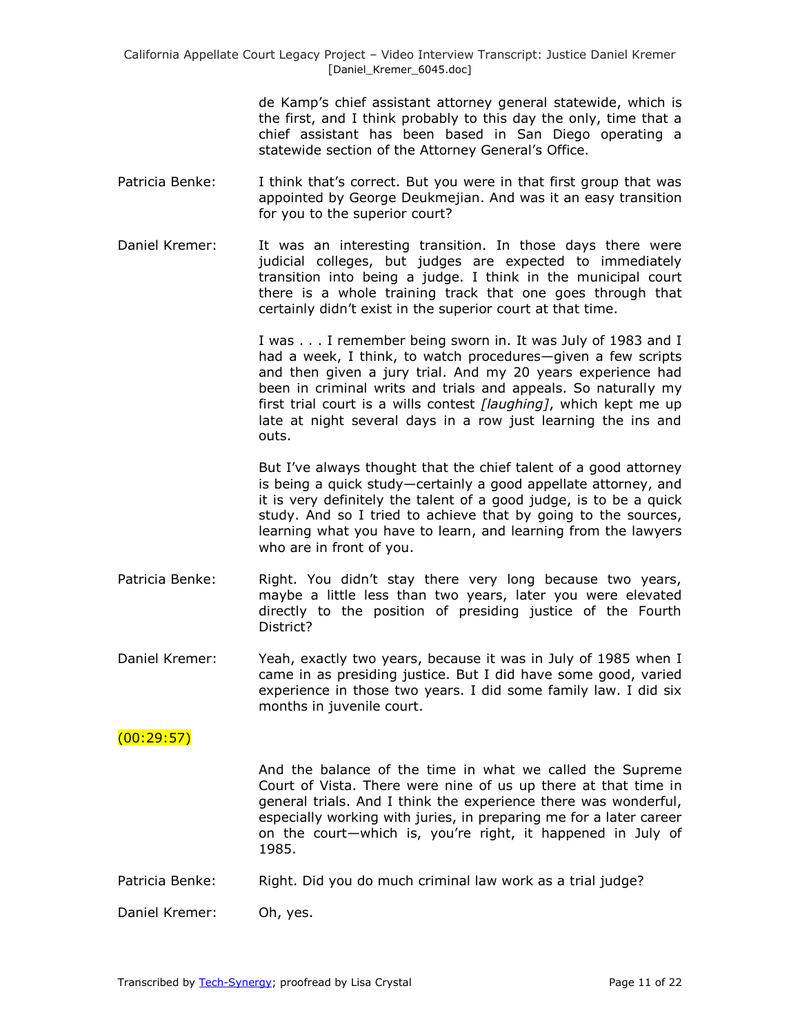de Kamp's chief assistant attorney general statewide, which is the first, and I think probably to this day the only, time that a chief assistant has been based in San Diego operating a statewide section of the Attorney General's Office.

Patricia Benke: I think that's correct. But you were in that first group that was appointed by George Deukmejian. And was it an easy transition for you to the superior court?

Daniel Kremer: It was an interesting transition. In those days there were judicial colleges, but judges are expected to immediately transition into being a judge. I think in the municipal court there is a whole training track that one goes through that certainly didn't exist in the superior court at that time.

I was . . . I remember being sworn in. It was July of 1983 and I had a week, I think, to watch procedures—given a few scripts and then given a jury trial. And my 20 years experience had been in criminal writs and trials and appeals. So naturally my first trial court is a wills contest *[laughing]*, which kept me up late at night several days in a row just learning the ins and outs.

But I've always thought that the chief talent of a good attorney is being a quick study—certainly a good appellate attorney, and it is very definitely the talent of a good judge, is to be a quick study. And so I tried to achieve that by going to the sources, learning what you have to learn, and learning from the lawyers who are in front of you.

Patricia Benke: Right. You didn't stay there very long because two years, maybe a little less than two years, later you were elevated directly to the position of presiding justice of the Fourth District?

Daniel Kremer: Yeah, exactly two years, because it was in July of 1985 when I came in as presiding justice. But I did have some good, varied experience in those two years. I did some family law. I did six months in juvenile court.

(00:29:57)

And the balance of the time in what we called the Supreme Court of Vista. There were nine of us up there at that time in general trials. And I think the experience there was wonderful, especially working with juries, in preparing me for a later career on the court—which is, you're right, it happened in July of 1985.

Patricia Benke: Right. Did you do much criminal law work as a trial judge?

Daniel Kremer: Oh, yes.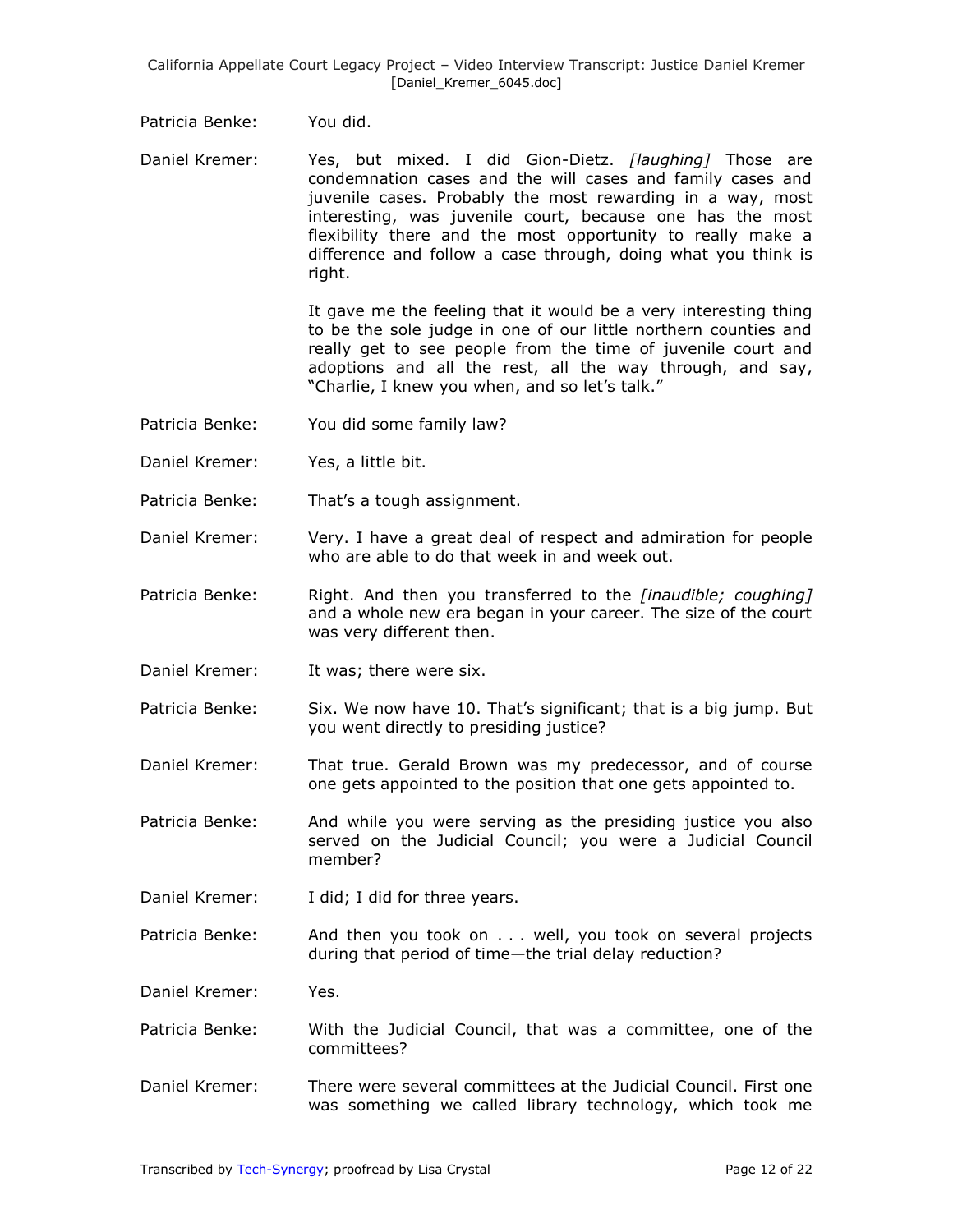Patricia Benke: You did.

Daniel Kremer: Yes, but mixed. I did Gion-Dietz. *[laughing]* Those are condemnation cases and the will cases and family cases and juvenile cases. Probably the most rewarding in a way, most interesting, was juvenile court, because one has the most flexibility there and the most opportunity to really make a difference and follow a case through, doing what you think is right.

It gave me the feeling that it would be a very interesting thing to be the sole judge in one of our little northern counties and really get to see people from the time of juvenile court and adoptions and all the rest, all the way through, and say, "Charlie, I knew you when, and so let's talk."

Patricia Benke: You did some family law?

Daniel Kremer: Yes, a little bit.

Patricia Benke: That's a tough assignment.

Daniel Kremer: Very. I have a great deal of respect and admiration for people who are able to do that week in and week out.

Patricia Benke: Right. And then you transferred to the *[inaudible; coughing]* and a whole new era began in your career. The size of the court was very different then.

Daniel Kremer: It was; there were six.

Patricia Benke: Six. We now have 10. That's significant; that is a big jump. But you went directly to presiding justice?

Daniel Kremer: That true. Gerald Brown was my predecessor, and of course one gets appointed to the position that one gets appointed to.

Patricia Benke: And while you were serving as the presiding justice you also served on the Judicial Council; you were a Judicial Council member?

Daniel Kremer: I did; I did for three years.

Patricia Benke: And then you took on . . . well, you took on several projects during that period of time—the trial delay reduction?

Daniel Kremer: Yes.

Patricia Benke: With the Judicial Council, that was a committee, one of the committees?

Daniel Kremer: There were several committees at the Judicial Council. First one was something we called library technology, which took me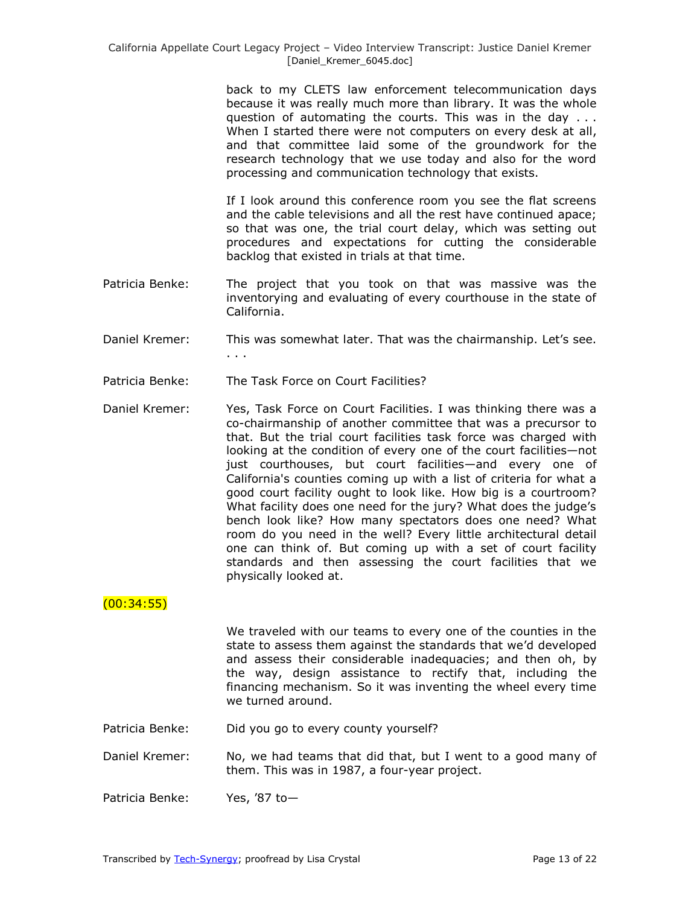back to my CLETS law enforcement telecommunication days because it was really much more than library. It was the whole question of automating the courts. This was in the day . . . When I started there were not computers on every desk at all, and that committee laid some of the groundwork for the research technology that we use today and also for the word processing and communication technology that exists.

If I look around this conference room you see the flat screens and the cable televisions and all the rest have continued apace; so that was one, the trial court delay, which was setting out procedures and expectations for cutting the considerable backlog that existed in trials at that time.

Patricia Benke: The project that you took on that was massive was the inventorying and evaluating of every courthouse in the state of California.

Daniel Kremer: This was somewhat later. That was the chairmanship. Let's see. . . .

Patricia Benke: The Task Force on Court Facilities?

Daniel Kremer: Yes, Task Force on Court Facilities. I was thinking there was a co-chairmanship of another committee that was a precursor to that. But the trial court facilities task force was charged with looking at the condition of every one of the court facilities—not just courthouses, but court facilities—and every one of California's counties coming up with a list of criteria for what a good court facility ought to look like. How big is a courtroom? What facility does one need for the jury? What does the judge's bench look like? How many spectators does one need? What room do you need in the well? Every little architectural detail one can think of. But coming up with a set of court facility standards and then assessing the court facilities that we physically looked at.

(00:34:55)

We traveled with our teams to every one of the counties in the state to assess them against the standards that we'd developed and assess their considerable inadequacies; and then oh, by the way, design assistance to rectify that, including the financing mechanism. So it was inventing the wheel every time we turned around.

Patricia Benke: Did you go to every county yourself?

Daniel Kremer: No, we had teams that did that, but I went to a good many of them. This was in 1987, a four-year project.

Patricia Benke: Yes, '87 to—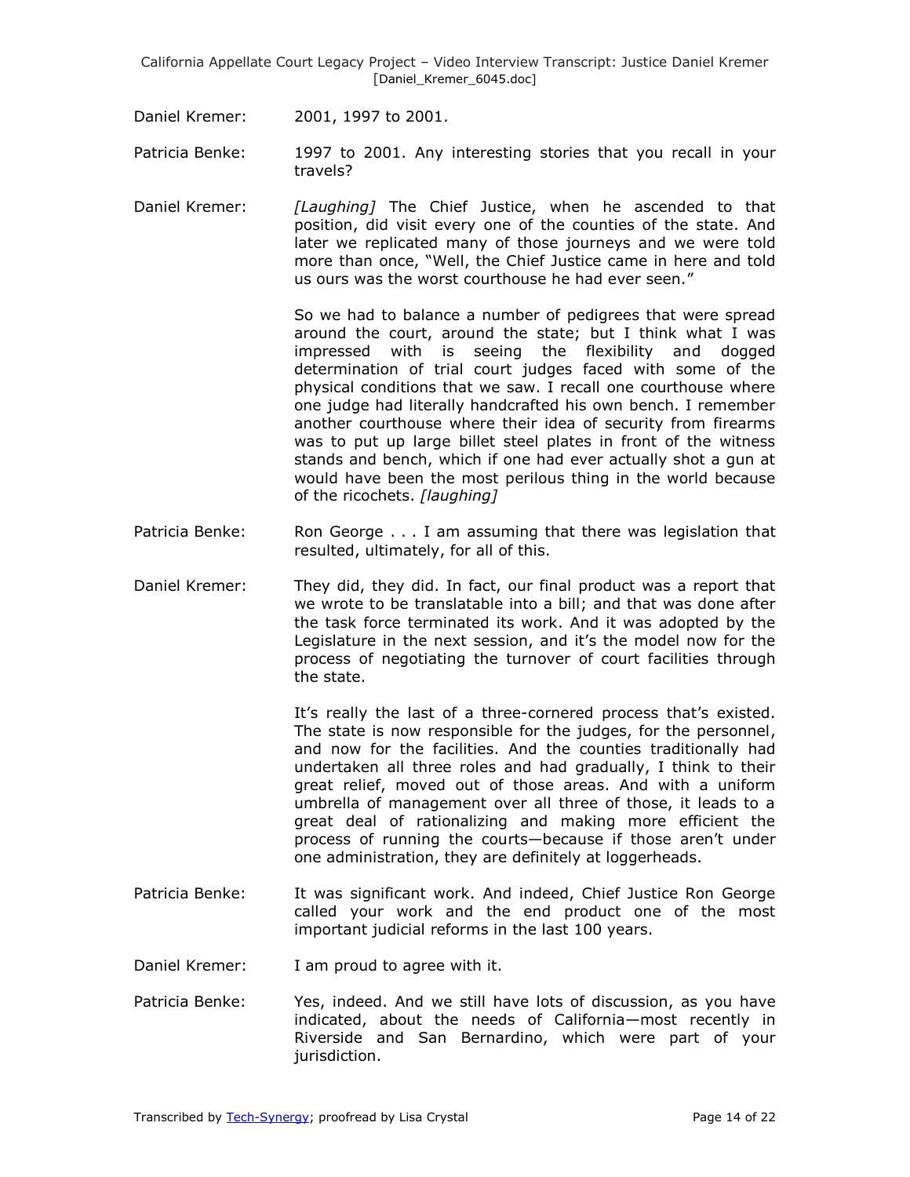Daniel Kremer: 2001, 1997 to 2001.

Patricia Benke: 1997 to 2001. Any interesting stories that you recall in your travels?

Daniel Kremer: *[Laughing]* The Chief Justice, when he ascended to that position, did visit every one of the counties of the state. And later we replicated many of those journeys and we were told more than once, "Well, the Chief Justice came in here and told us ours was the worst courthouse he had ever seen."

So we had to balance a number of pedigrees that were spread around the court, around the state; but I think what I was impressed with is seeing the flexibility and dogged determination of trial court judges faced with some of the physical conditions that we saw. I recall one courthouse where one judge had literally handcrafted his own bench. I remember another courthouse where their idea of security from firearms was to put up large billet steel plates in front of the witness stands and bench, which if one had ever actually shot a gun at would have been the most perilous thing in the world because of the ricochets. *[laughing]*

Patricia Benke: Ron George . . . I am assuming that there was legislation that resulted, ultimately, for all of this.

Daniel Kremer: They did, they did. In fact, our final product was a report that we wrote to be translatable into a bill; and that was done after the task force terminated its work. And it was adopted by the Legislature in the next session, and it's the model now for the process of negotiating the turnover of court facilities through the state.

It's really the last of a three-cornered process that's existed. The state is now responsible for the judges, for the personnel, and now for the facilities. And the counties traditionally had undertaken all three roles and had gradually, I think to their great relief, moved out of those areas. And with a uniform umbrella of management over all three of those, it leads to a great deal of rationalizing and making more efficient the process of running the courts—because if those aren't under one administration, they are definitely at loggerheads.

Patricia Benke: It was significant work. And indeed, Chief Justice Ron George called your work and the end product one of the most important judicial reforms in the last 100 years.

Daniel Kremer: I am proud to agree with it.

Patricia Benke: Yes, indeed. And we still have lots of discussion, as you have indicated, about the needs of California—most recently in Riverside and San Bernardino, which were part of your jurisdiction.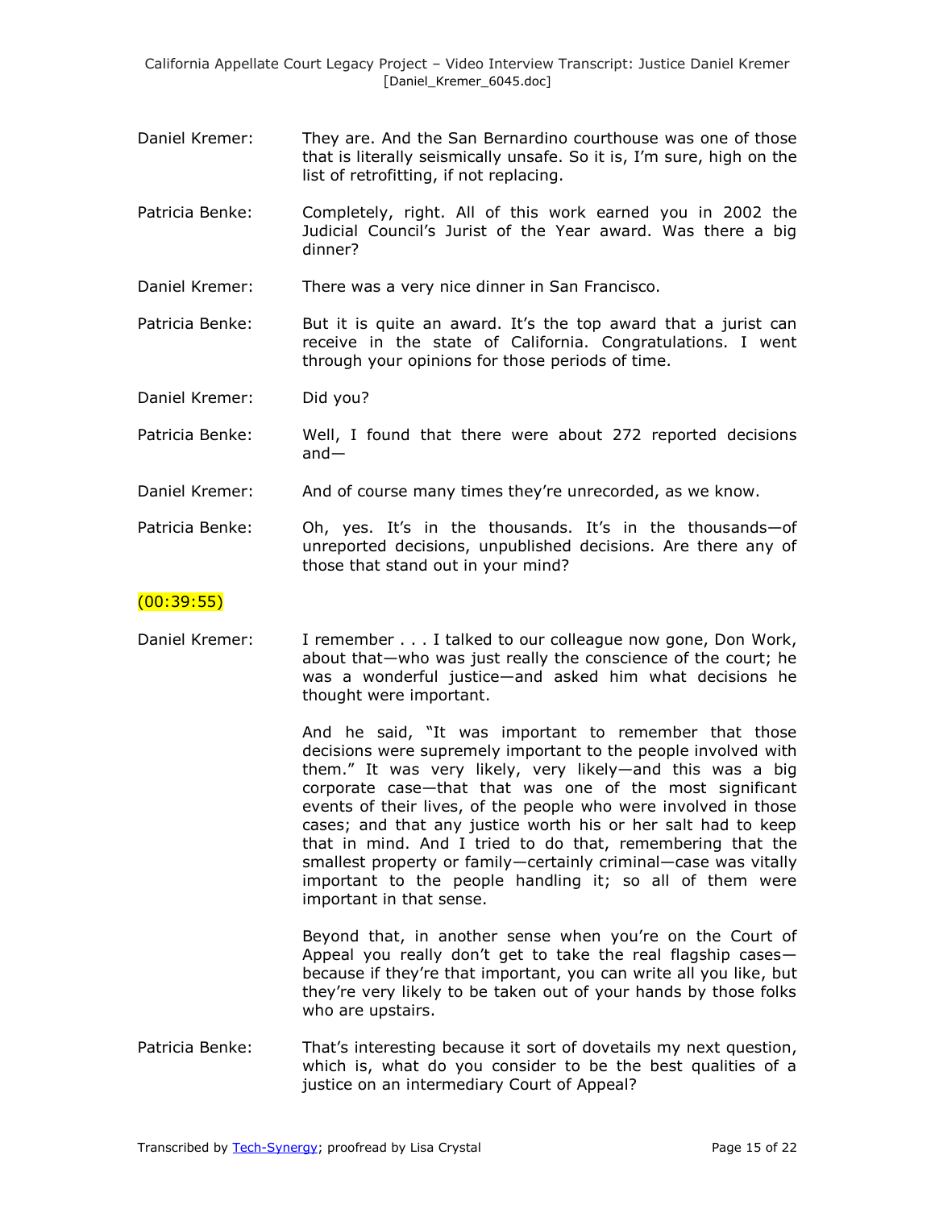Daniel Kremer: They are. And the San Bernardino courthouse was one of those that is literally seismically unsafe. So it is, I'm sure, high on the list of retrofitting, if not replacing.

Patricia Benke: Completely, right. All of this work earned you in 2002 the Judicial Council's Jurist of the Year award. Was there a big dinner?

Daniel Kremer: There was a very nice dinner in San Francisco.

Patricia Benke: But it is quite an award. It's the top award that a jurist can receive in the state of California. Congratulations. I went through your opinions for those periods of time.

Daniel Kremer: Did you?

Patricia Benke: Well, I found that there were about 272 reported decisions and—

Daniel Kremer: And of course many times they're unrecorded, as we know.

Patricia Benke: Oh, yes. It's in the thousands. It's in the thousands—of unreported decisions, unpublished decisions. Are there any of those that stand out in your mind?

(00:39:55)

Daniel Kremer: I remember . . . I talked to our colleague now gone, Don Work, about that—who was just really the conscience of the court; he was a wonderful justice—and asked him what decisions he thought were important.

And he said, "It was important to remember that those decisions were supremely important to the people involved with them." It was very likely, very likely—and this was a big corporate case—that that was one of the most significant events of their lives, of the people who were involved in those cases; and that any justice worth his or her salt had to keep that in mind. And I tried to do that, remembering that the smallest property or family—certainly criminal—case was vitally important to the people handling it; so all of them were important in that sense.

Beyond that, in another sense when you're on the Court of Appeal you really don't get to take the real flagship cases—because if they're that important, you can write all you like, but they're very likely to be taken out of your hands by those folks who are upstairs.

Patricia Benke: That's interesting because it sort of dovetails my next question, which is, what do you consider to be the best qualities of a justice on an intermediary Court of Appeal?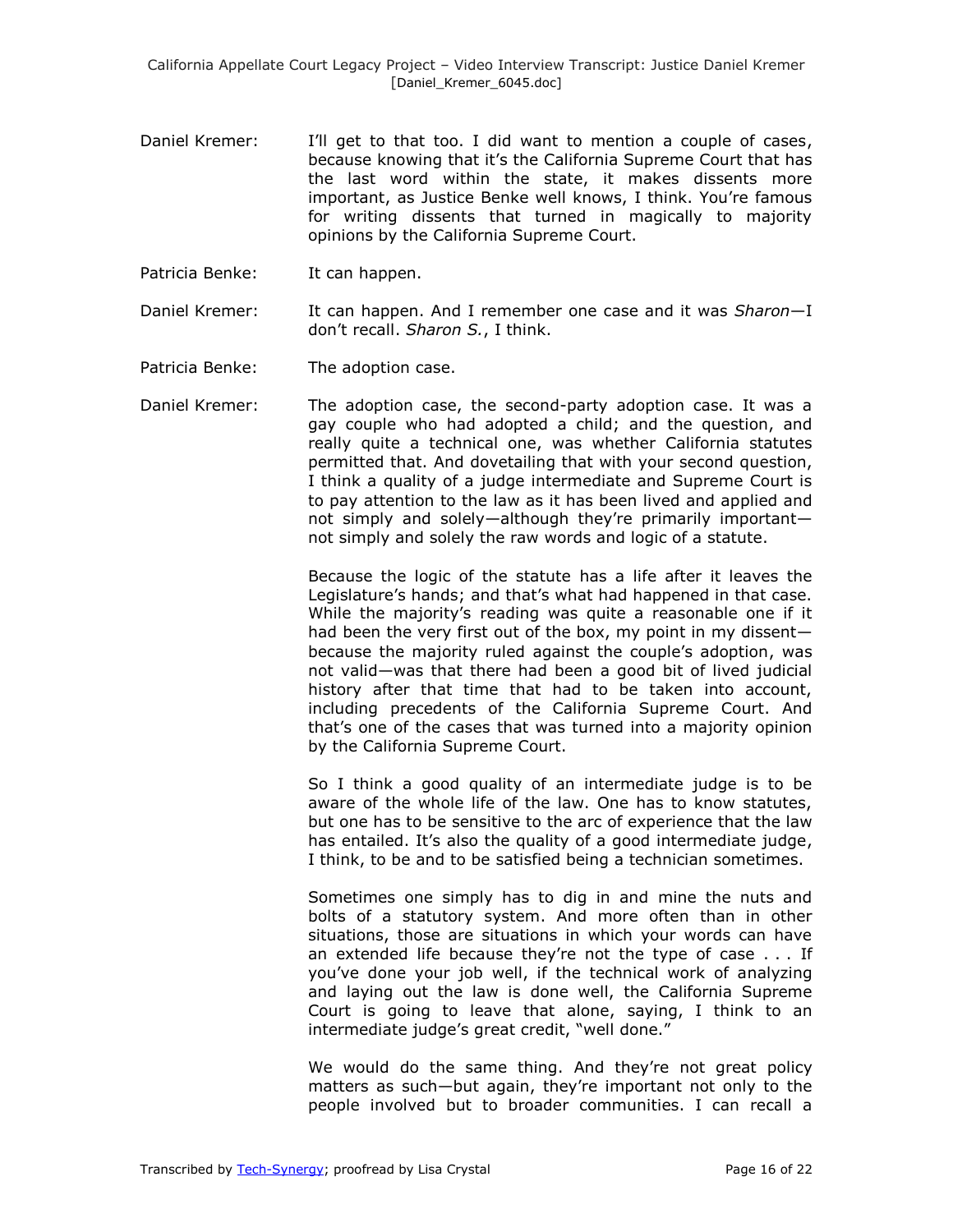Daniel Kremer: I'll get to that too. I did want to mention a couple of cases, because knowing that it's the California Supreme Court that has the last word within the state, it makes dissents more important, as Justice Benke well knows, I think. You're famous for writing dissents that turned in magically to majority opinions by the California Supreme Court.

Patricia Benke: It can happen.

Daniel Kremer: It can happen. And I remember one case and it was *Sharon*—I don't recall. *Sharon S.*, I think.

Patricia Benke: The adoption case.

Daniel Kremer: The adoption case, the second-party adoption case. It was a gay couple who had adopted a child; and the question, and really quite a technical one, was whether California statutes permitted that. And dovetailing that with your second question, I think a quality of a judge intermediate and Supreme Court is to pay attention to the law as it has been lived and applied and not simply and solely—although they're primarily important—not simply and solely the raw words and logic of a statute.

Because the logic of the statute has a life after it leaves the Legislature's hands; and that's what had happened in that case. While the majority's reading was quite a reasonable one if it had been the very first out of the box, my point in my dissent—because the majority ruled against the couple's adoption, was not valid—was that there had been a good bit of lived judicial history after that time that had to be taken into account, including precedents of the California Supreme Court. And that's one of the cases that was turned into a majority opinion by the California Supreme Court.

So I think a good quality of an intermediate judge is to be aware of the whole life of the law. One has to know statutes, but one has to be sensitive to the arc of experience that the law has entailed. It's also the quality of a good intermediate judge, I think, to be and to be satisfied being a technician sometimes.

Sometimes one simply has to dig in and mine the nuts and bolts of a statutory system. And more often than in other situations, those are situations in which your words can have an extended life because they're not the type of case . . . If you've done your job well, if the technical work of analyzing and laying out the law is done well, the California Supreme Court is going to leave that alone, saying, I think to an intermediate judge's great credit, "well done."

We would do the same thing. And they're not great policy matters as such—but again, they're important not only to the people involved but to broader communities. I can recall a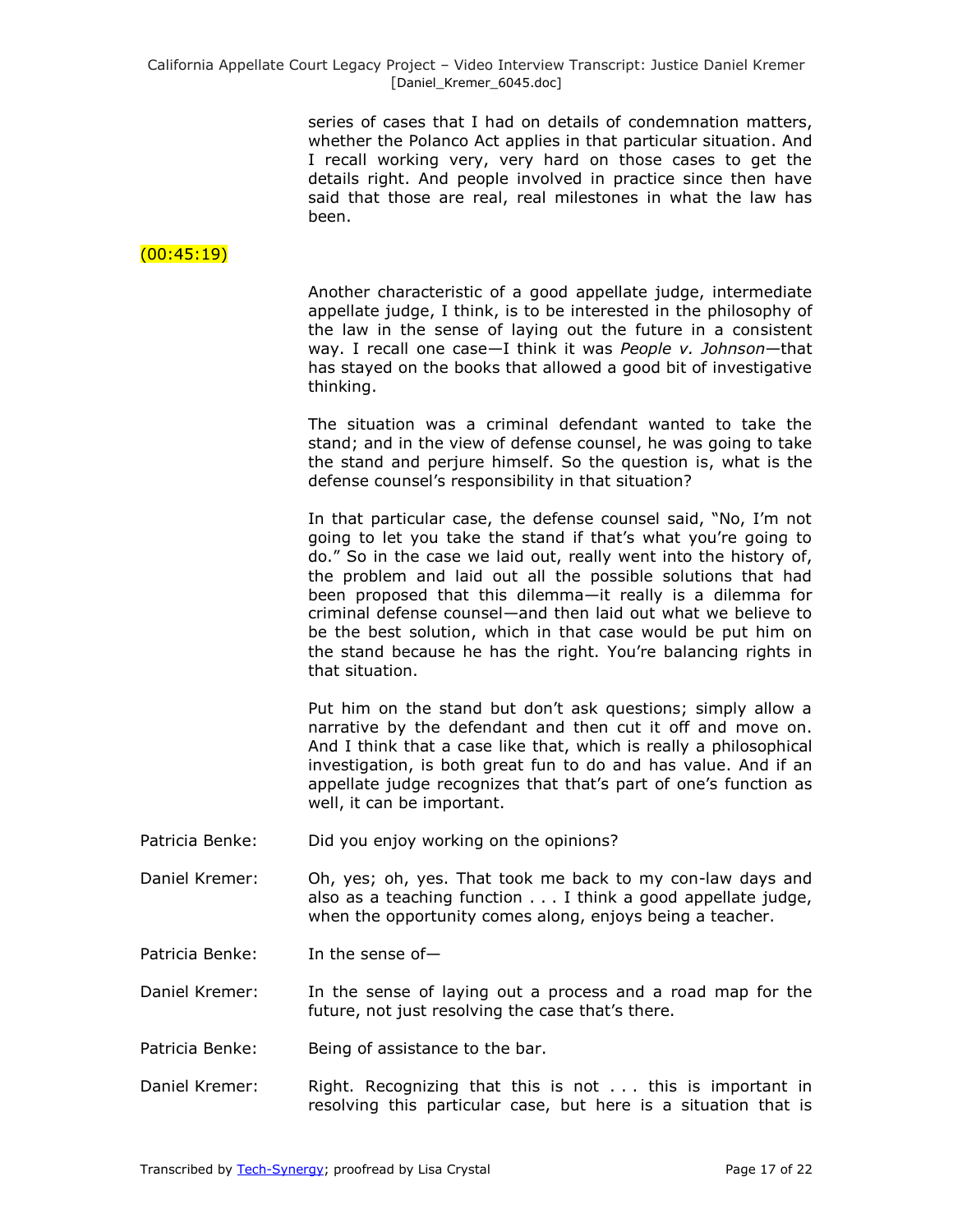series of cases that I had on details of condemnation matters, whether the Polanco Act applies in that particular situation. And I recall working very, very hard on those cases to get the details right. And people involved in practice since then have said that those are real, real milestones in what the law has been.

(00:45:19)

Another characteristic of a good appellate judge, intermediate appellate judge, I think, is to be interested in the philosophy of the law in the sense of laying out the future in a consistent way. I recall one case—I think it was *People v. Johnson*—that has stayed on the books that allowed a good bit of investigative thinking.

The situation was a criminal defendant wanted to take the stand; and in the view of defense counsel, he was going to take the stand and perjure himself. So the question is, what is the defense counsel's responsibility in that situation?

In that particular case, the defense counsel said, "No, I'm not going to let you take the stand if that's what you're going to do." So in the case we laid out, really went into the history of, the problem and laid out all the possible solutions that had been proposed that this dilemma—it really is a dilemma for criminal defense counsel—and then laid out what we believe to be the best solution, which in that case would be put him on the stand because he has the right. You're balancing rights in that situation.

Put him on the stand but don't ask questions; simply allow a narrative by the defendant and then cut it off and move on. And I think that a case like that, which is really a philosophical investigation, is both great fun to do and has value. And if an appellate judge recognizes that that's part of one's function as well, it can be important.

Patricia Benke: Did you enjoy working on the opinions?

Daniel Kremer: Oh, yes; oh, yes. That took me back to my con-law days and also as a teaching function . . . I think a good appellate judge, when the opportunity comes along, enjoys being a teacher.

Patricia Benke: In the sense of—

Daniel Kremer: In the sense of laying out a process and a road map for the future, not just resolving the case that's there.

Patricia Benke: Being of assistance to the bar.

Daniel Kremer: Right. Recognizing that this is not . . . this is important in resolving this particular case, but here is a situation that is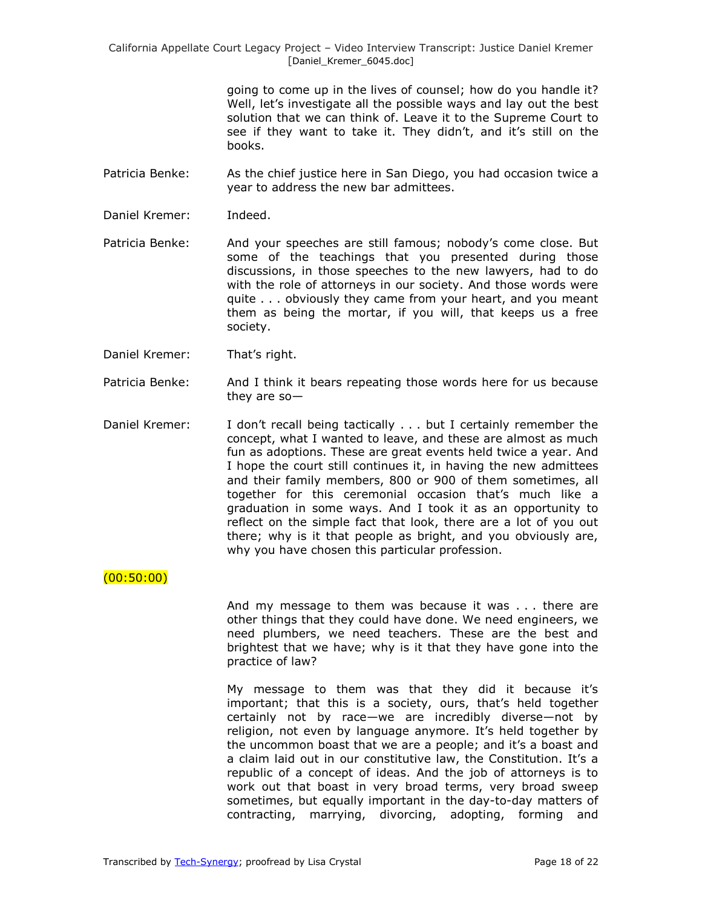going to come up in the lives of counsel; how do you handle it? Well, let's investigate all the possible ways and lay out the best solution that we can think of. Leave it to the Supreme Court to see if they want to take it. They didn't, and it's still on the books.

Patricia Benke: As the chief justice here in San Diego, you had occasion twice a year to address the new bar admittees.

Daniel Kremer: Indeed.

Patricia Benke: And your speeches are still famous; nobody's come close. But some of the teachings that you presented during those discussions, in those speeches to the new lawyers, had to do with the role of attorneys in our society. And those words were quite . . . obviously they came from your heart, and you meant them as being the mortar, if you will, that keeps us a free society.

Daniel Kremer: That's right.

Patricia Benke: And I think it bears repeating those words here for us because they are so—

Daniel Kremer: I don't recall being tactically . . . but I certainly remember the concept, what I wanted to leave, and these are almost as much fun as adoptions. These are great events held twice a year. And I hope the court still continues it, in having the new admittees and their family members, 800 or 900 of them sometimes, all together for this ceremonial occasion that's much like a graduation in some ways. And I took it as an opportunity to reflect on the simple fact that look, there are a lot of you out there; why is it that people as bright, and you obviously are, why you have chosen this particular profession.

(00:50:00)

And my message to them was because it was . . . there are other things that they could have done. We need engineers, we need plumbers, we need teachers. These are the best and brightest that we have; why is it that they have gone into the practice of law?

My message to them was that they did it because it's important; that this is a society, ours, that's held together certainly not by race—we are incredibly diverse—not by religion, not even by language anymore. It's held together by the uncommon boast that we are a people; and it's a boast and a claim laid out in our constitutive law, the Constitution. It's a republic of a concept of ideas. And the job of attorneys is to work out that boast in very broad terms, very broad sweep sometimes, but equally important in the day-to-day matters of contracting, marrying, divorcing, adopting, forming and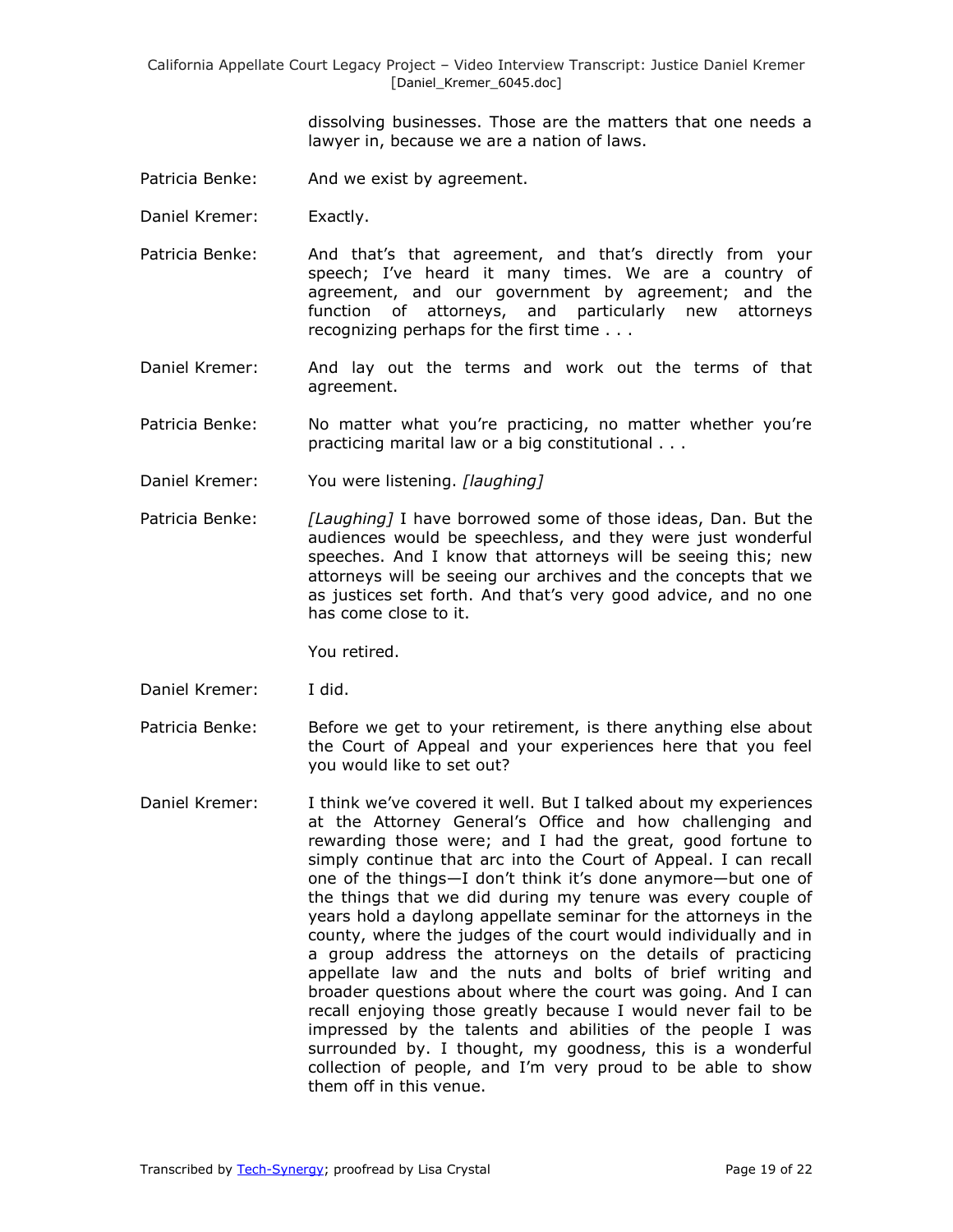dissolving businesses. Those are the matters that one needs a lawyer in, because we are a nation of laws.

Patricia Benke: And we exist by agreement.

Daniel Kremer: Exactly.

Patricia Benke: And that's that agreement, and that's directly from your speech; I've heard it many times. We are a country of agreement, and our government by agreement; and the function of attorneys, and particularly new attorneys recognizing perhaps for the first time . . .

Daniel Kremer: And lay out the terms and work out the terms of that agreement.

Patricia Benke: No matter what you're practicing, no matter whether you're practicing marital law or a big constitutional . . .

Daniel Kremer: You were listening. *[laughing]*

Patricia Benke: *[Laughing]* I have borrowed some of those ideas, Dan. But the audiences would be speechless, and they were just wonderful speeches. And I know that attorneys will be seeing this; new attorneys will be seeing our archives and the concepts that we as justices set forth. And that's very good advice, and no one has come close to it.

You retired.

Daniel Kremer: I did.

Patricia Benke: Before we get to your retirement, is there anything else about the Court of Appeal and your experiences here that you feel you would like to set out?

Daniel Kremer: I think we've covered it well. But I talked about my experiences at the Attorney General's Office and how challenging and rewarding those were; and I had the great, good fortune to simply continue that arc into the Court of Appeal. I can recall one of the things—I don't think it's done anymore—but one of the things that we did during my tenure was every couple of years hold a daylong appellate seminar for the attorneys in the county, where the judges of the court would individually and in a group address the attorneys on the details of practicing appellate law and the nuts and bolts of brief writing and broader questions about where the court was going. And I can recall enjoying those greatly because I would never fail to be impressed by the talents and abilities of the people I was surrounded by. I thought, my goodness, this is a wonderful collection of people, and I'm very proud to be able to show them off in this venue.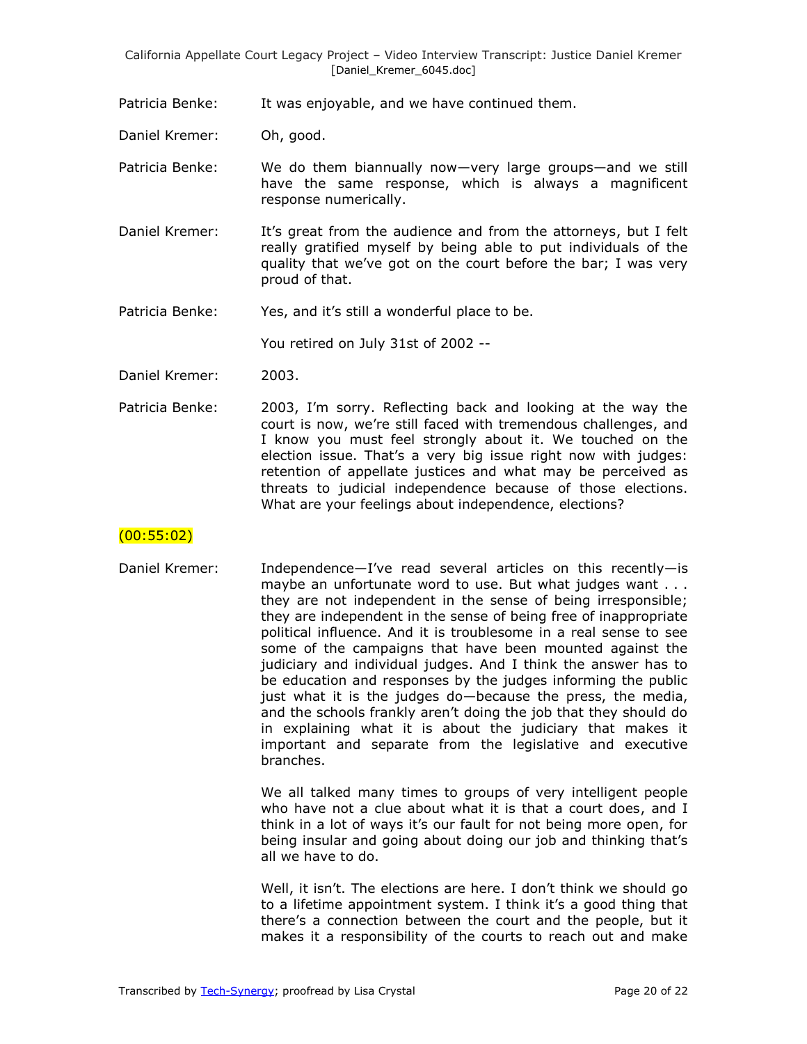Patricia Benke: It was enjoyable, and we have continued them.

Daniel Kremer: Oh, good.

Patricia Benke: We do them biannually now—very large groups—and we still have the same response, which is always a magnificent response numerically.

Daniel Kremer: It's great from the audience and from the attorneys, but I felt really gratified myself by being able to put individuals of the quality that we've got on the court before the bar; I was very proud of that.

Patricia Benke: Yes, and it's still a wonderful place to be.

You retired on July 31st of 2002 --

Daniel Kremer: 2003.

Patricia Benke: 2003, I'm sorry. Reflecting back and looking at the way the court is now, we're still faced with tremendous challenges, and I know you must feel strongly about it. We touched on the election issue. That's a very big issue right now with judges: retention of appellate justices and what may be perceived as threats to judicial independence because of those elections. What are your feelings about independence, elections?

(00:55:02)

Daniel Kremer: Independence—I've read several articles on this recently—is maybe an unfortunate word to use. But what judges want . . . they are not independent in the sense of being irresponsible; they are independent in the sense of being free of inappropriate political influence. And it is troublesome in a real sense to see some of the campaigns that have been mounted against the judiciary and individual judges. And I think the answer has to be education and responses by the judges informing the public just what it is the judges do—because the press, the media, and the schools frankly aren't doing the job that they should do in explaining what it is about the judiciary that makes it important and separate from the legislative and executive branches.

We all talked many times to groups of very intelligent people who have not a clue about what it is that a court does, and I think in a lot of ways it's our fault for not being more open, for being insular and going about doing our job and thinking that's all we have to do.

Well, it isn't. The elections are here. I don't think we should go to a lifetime appointment system. I think it's a good thing that there's a connection between the court and the people, but it makes it a responsibility of the courts to reach out and make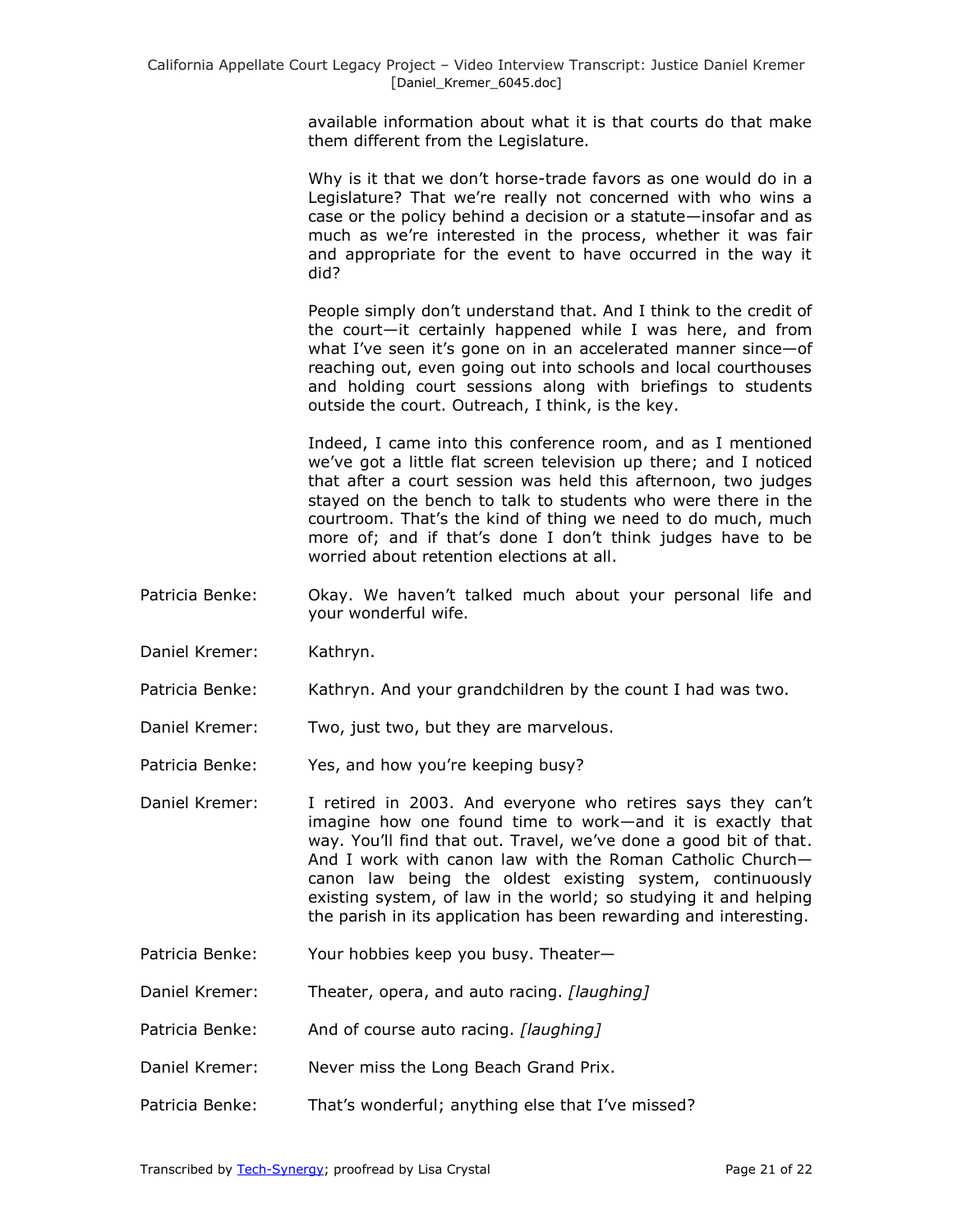available information about what it is that courts do that make them different from the Legislature.

Why is it that we don't horse-trade favors as one would do in a Legislature? That we're really not concerned with who wins a case or the policy behind a decision or a statute—insofar and as much as we're interested in the process, whether it was fair and appropriate for the event to have occurred in the way it did?

People simply don't understand that. And I think to the credit of the court—it certainly happened while I was here, and from what I've seen it's gone on in an accelerated manner since—of reaching out, even going out into schools and local courthouses and holding court sessions along with briefings to students outside the court. Outreach, I think, is the key.

Indeed, I came into this conference room, and as I mentioned we've got a little flat screen television up there; and I noticed that after a court session was held this afternoon, two judges stayed on the bench to talk to students who were there in the courtroom. That's the kind of thing we need to do much, much more of; and if that's done I don't think judges have to be worried about retention elections at all.

Patricia Benke: Okay. We haven't talked much about your personal life and your wonderful wife.

Daniel Kremer: Kathryn.

Patricia Benke: Kathryn. And your grandchildren by the count I had was two.

Daniel Kremer: Two, just two, but they are marvelous.

Patricia Benke: Yes, and how you're keeping busy?

Daniel Kremer: I retired in 2003. And everyone who retires says they can't imagine how one found time to work—and it is exactly that way. You'll find that out. Travel, we've done a good bit of that. And I work with canon law with the Roman Catholic Church—canon law being the oldest existing system, continuously existing system, of law in the world; so studying it and helping the parish in its application has been rewarding and interesting.

Patricia Benke: Your hobbies keep you busy. Theater—

Daniel Kremer: Theater, opera, and auto racing. *[laughing]*

Patricia Benke: And of course auto racing. *[laughing]*

Daniel Kremer: Never miss the Long Beach Grand Prix.

Patricia Benke: That's wonderful; anything else that I've missed?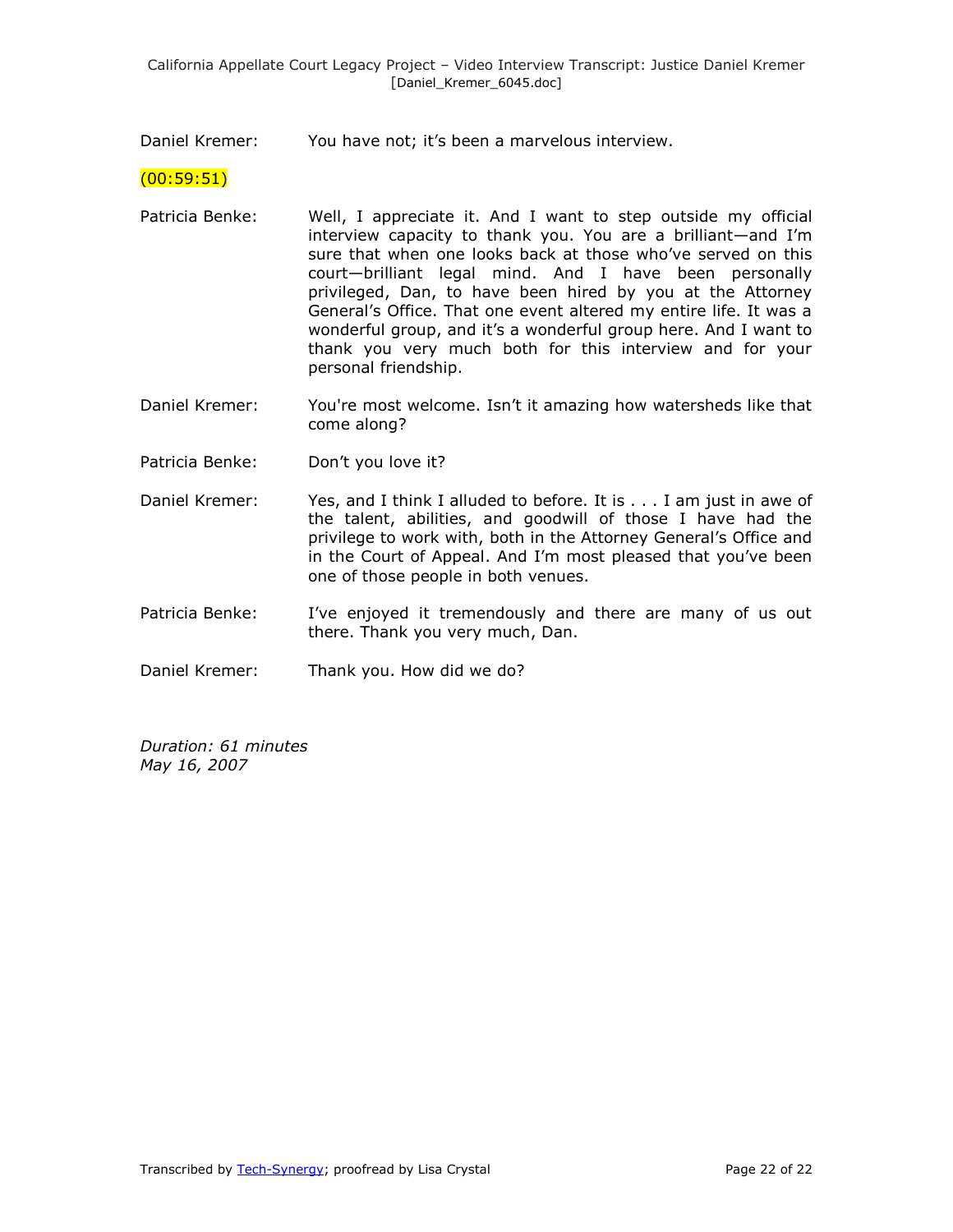Daniel Kremer: You have not; it's been a marvelous interview.

(00:59:51)

Patricia Benke: Well, I appreciate it. And I want to step outside my official interview capacity to thank you. You are a brilliant—and I'm sure that when one looks back at those who've served on this court—brilliant legal mind. And I have been personally privileged, Dan, to have been hired by you at the Attorney General's Office. That one event altered my entire life. It was a wonderful group, and it's a wonderful group here. And I want to thank you very much both for this interview and for your personal friendship.

Daniel Kremer: You're most welcome. Isn't it amazing how watersheds like that come along?

Patricia Benke: Don't you love it?

Daniel Kremer: Yes, and I think I alluded to before. It is . . . I am just in awe of the talent, abilities, and goodwill of those I have had the privilege to work with, both in the Attorney General's Office and in the Court of Appeal. And I'm most pleased that you've been one of those people in both venues.

Patricia Benke: I've enjoyed it tremendously and there are many of us out there. Thank you very much, Dan.

Daniel Kremer: Thank you. How did we do?

*Duration: 61 minutes*
*May 16, 2007*